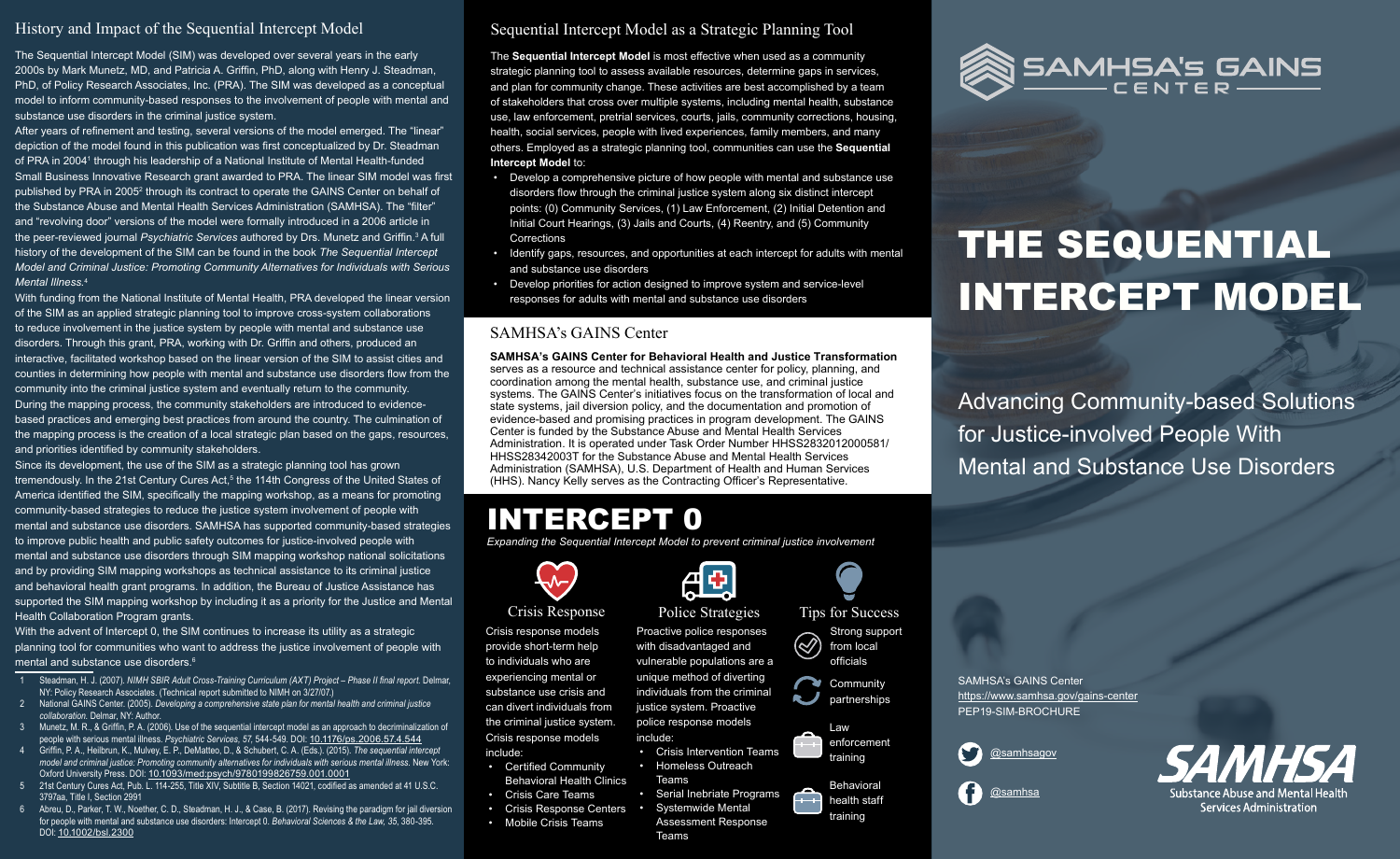## History and Impact of the Sequential Intercept Model

The Sequential Intercept Model (SIM) was developed over several years in the early 2000s by Mark Munetz, MD, and Patricia A. Griffin, PhD, along with Henry J. Steadman, PhD, of Policy Research Associates, Inc. (PRA). The SIM was developed as a conceptual model to inform community-based responses to the involvement of people with mental and substance use disorders in the criminal justice system.

After years of refinement and testing, several versions of the model emerged. The "linear" depiction of the model found in this publication was first conceptualized by Dr. Steadman of PRA in 2004[1] through his leadership of a National Institute of Mental Health-funded Small Business Innovative Research grant awarded to PRA. The linear SIM model was first published by PRA in 2005[2] through its contract to operate the GAINS Center on behalf of the Substance Abuse and Mental Health Services Administration (SAMHSA). The "filter" and "revolving door" versions of the model were formally introduced in a 2006 article in the peer-reviewed journal *Psychiatric Services* authored by Drs. Munetz and Griffin.[3] A full history of the development of the SIM can be found in the book *The Sequential Intercept Model and Criminal Justice: Promoting Community Alternatives for Individuals with Serious Mental Illness.*[4]

With funding from the National Institute of Mental Health, PRA developed the linear version of the SIM as an applied strategic planning tool to improve cross-system collaborations to reduce involvement in the justice system by people with mental and substance use disorders. Through this grant, PRA, working with Dr. Griffin and others, produced an interactive, facilitated workshop based on the linear version of the SIM to assist cities and counties in determining how people with mental and substance use disorders flow from the community into the criminal justice system and eventually return to the community.

During the mapping process, the community stakeholders are introduced to evidence-based practices and emerging best practices from around the country. The culmination of the mapping process is the creation of a local strategic plan based on the gaps, resources, and priorities identified by community stakeholders.

Since its development, the use of the SIM as a strategic planning tool has grown tremendously. In the 21st Century Cures Act,[5] the 114th Congress of the United States of America identified the SIM, specifically the mapping workshop, as a means for promoting community-based strategies to reduce the justice system involvement of people with mental and substance use disorders. SAMHSA has supported community-based strategies to improve public health and public safety outcomes for justice-involved people with mental and substance use disorders through SIM mapping workshop national solicitations and by providing SIM mapping workshops as technical assistance to its criminal justice and behavioral health grant programs. In addition, the Bureau of Justice Assistance has supported the SIM mapping workshop by including it as a priority for the Justice and Mental Health Collaboration Program grants.

With the advent of Intercept 0, the SIM continues to increase its utility as a strategic planning tool for communities who want to address the justice involvement of people with mental and substance use disorders.[6]

1. Steadman, H. J. (2007). *NIMH SBIR Adult Cross-Training Curriculum (AXT) Project – Phase II final report.* Delmar, NY: Policy Research Associates. (Technical report submitted to NIMH on 3/27/07.)
2. National GAINS Center. (2005). *Developing a comprehensive state plan for mental health and criminal justice collaboration.* Delmar, NY: Author.
3. Munetz, M. R., & Griffin, P. A. (2006). Use of the sequential intercept model as an approach to decriminalization of people with serious mental illness. *Psychiatric Services, 57,* 544-549. DOI: 10.1176/ps.2006.57.4.544
4. Griffin, P. A., Heilbrun, K., Mulvey, E. P., DeMatteo, D., & Schubert, C. A. (Eds.). (2015). *The sequential intercept model and criminal justice: Promoting community alternatives for individuals with serious mental illness.* New York: Oxford University Press. DOI: 10.1093/med:psych/9780199826759.001.0001
5. 21st Century Cures Act, Pub. L. 114-255, Title XIV, Subtitle B, Section 14021, codified as amended at 41 U.S.C. 3797aa, Title I, Section 2991
6. Abreu, D., Parker, T. W., Noether, C. D., Steadman, H. J., & Case, B. (2017). Revising the paradigm for jail diversion for people with mental and substance use disorders: Intercept 0. *Behavioral Sciences & the Law, 35,* 380-395. DOI: 10.1002/bsl.2300

## Sequential Intercept Model as a Strategic Planning Tool

The **Sequential Intercept Model** is most effective when used as a community strategic planning tool to assess available resources, determine gaps in services, and plan for community change. These activities are best accomplished by a team of stakeholders that cross over multiple systems, including mental health, substance use, law enforcement, pretrial services, courts, jails, community corrections, housing, health, social services, people with lived experiences, family members, and many others. Employed as a strategic planning tool, communities can use the **Sequential Intercept Model** to:

- Develop a comprehensive picture of how people with mental and substance use disorders flow through the criminal justice system along six distinct intercept points: (0) Community Services, (1) Law Enforcement, (2) Initial Detention and Initial Court Hearings, (3) Jails and Courts, (4) Reentry, and (5) Community Corrections
- Identify gaps, resources, and opportunities at each intercept for adults with mental and substance use disorders
- Develop priorities for action designed to improve system and service-level responses for adults with mental and substance use disorders

## SAMHSA's GAINS Center

**SAMHSA's GAINS Center for Behavioral Health and Justice Transformation** serves as a resource and technical assistance center for policy, planning, and coordination among the mental health, substance use, and criminal justice systems. The GAINS Center's initiatives focus on the transformation of local and state systems, jail diversion policy, and the documentation and promotion of evidence-based and promising practices in program development. The GAINS Center is funded by the Substance Abuse and Mental Health Services Administration. It is operated under Task Order Number HHSS283201200058I/HHSS28342003T for the Substance Abuse and Mental Health Services Administration (SAMHSA), U.S. Department of Health and Human Services (HHS). Nancy Kelly serves as the Contracting Officer's Representative.

# INTERCEPT 0

*Expanding the Sequential Intercept Model to prevent criminal justice involvement*

### Crisis Response

Crisis response models provide short-term help to individuals who are experiencing mental or substance use crisis and can divert individuals from the criminal justice system. Crisis response models include:

- Certified Community Behavioral Health Clinics
- Crisis Care Teams
- Crisis Response Centers
- Mobile Crisis Teams

### Police Strategies

Proactive police responses with disadvantaged and vulnerable populations are a unique method of diverting individuals from the criminal justice system. Proactive police response models include:

- Crisis Intervention Teams
- Homeless Outreach Teams
- Serial Inebriate Programs
- Systemwide Mental Assessment Response Teams

### Tips for Success

- Strong support from local officials
- Community partnerships
- Law enforcement training
- Behavioral health staff training

SAMHSA's GAINS Center

# THE SEQUENTIAL INTERCEPT MODEL

Advancing Community-based Solutions for Justice-involved People With Mental and Substance Use Disorders

SAMHSA's GAINS Center
https://www.samhsa.gov/gains-center
PEP19-SIM-BROCHURE

@samhsagov

@samhsa

SAMHSA
Substance Abuse and Mental Health Services Administration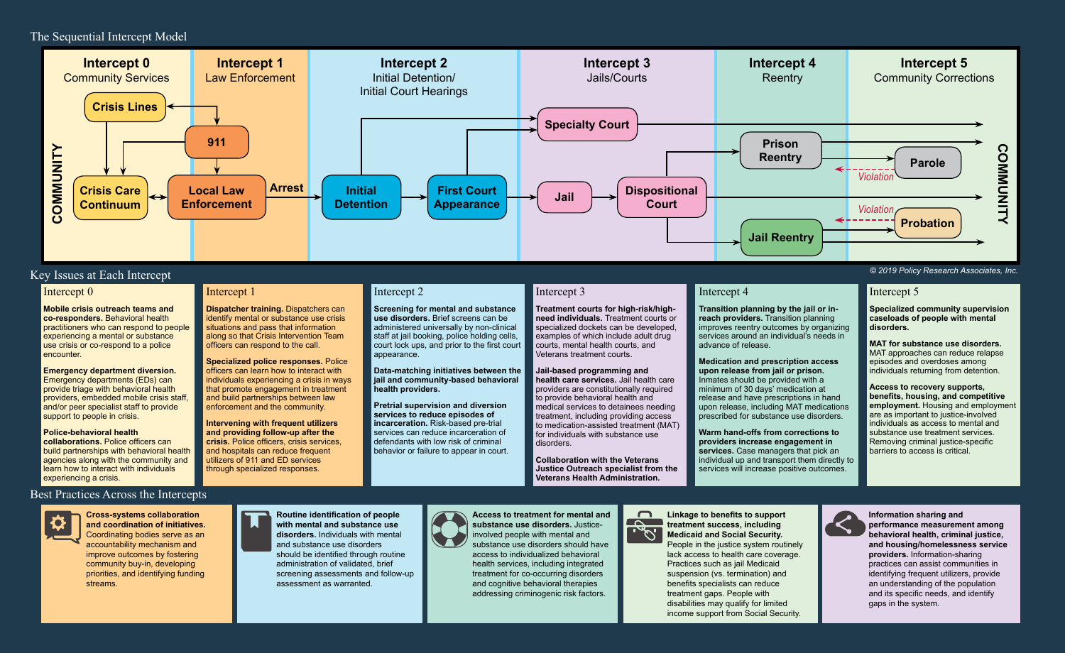# The Sequential Intercept Model

**Intercept 0** Community Services

**Intercept 1** Law Enforcement

**Intercept 2** Initial Detention/ Initial Court Hearings

**Intercept 3** Jails/Courts

**Intercept 4** Reentry

**Intercept 5** Community Corrections

COMMUNITY

Crisis Lines

911

Crisis Care Continuum

Local Law Enforcement

Arrest

Initial Detention

First Court Appearance

Specialty Court

Jail

Dispositional Court

Prison Reentry

Jail Reentry

Parole

Probation

Violation

Violation

COMMUNITY

© 2019 Policy Research Associates, Inc.

## Key Issues at Each Intercept

### Intercept 0

**Mobile crisis outreach teams and co-responders.** Behavioral health practitioners who can respond to people experiencing a mental or substance use crisis or co-respond to a police encounter.

**Emergency department diversion.** Emergency departments (EDs) can provide triage with behavioral health providers, embedded mobile crisis staff, and/or peer specialist staff to provide support to people in crisis.

**Police-behavioral health collaborations.** Police officers can build partnerships with behavioral health agencies along with the community and learn how to interact with individuals experiencing a crisis.

### Intercept 1

**Dispatcher training.** Dispatchers can identify mental or substance use crisis situations and pass that information along so that Crisis Intervention Team officers can respond to the call.

**Specialized police responses.** Police officers can learn how to interact with individuals experiencing a crisis in ways that promote engagement in treatment and build partnerships between law enforcement and the community.

**Intervening with frequent utilizers and providing follow-up after the crisis.** Police officers, crisis services, and hospitals can reduce frequent utilizers of 911 and ED services through specialized responses.

### Intercept 2

**Screening for mental and substance use disorders.** Brief screens can be administered universally by non-clinical staff at jail booking, police holding cells, court lock ups, and prior to the first court appearance.

**Data-matching initiatives between the jail and community-based behavioral health providers.**

**Pretrial supervision and diversion services to reduce episodes of incarceration.** Risk-based pre-trial services can reduce incarceration of defendants with low risk of criminal behavior or failure to appear in court.

### Intercept 3

**Treatment courts for high-risk/high-need individuals.** Treatment courts or specialized dockets can be developed, examples of which include adult drug courts, mental health courts, and Veterans treatment courts.

**Jail-based programming and health care services.** Jail health care providers are constitutionally required to provide behavioral health and medical services to detainees needing treatment, including providing access to medication-assisted treatment (MAT) for individuals with substance use disorders.

**Collaboration with the Veterans Justice Outreach specialist from the Veterans Health Administration.**

### Intercept 4

**Transition planning by the jail or in-reach providers.** Transition planning improves reentry outcomes by organizing services around an individual's needs in advance of release.

**Medication and prescription access upon release from jail or prison.** Inmates should be provided with a minimum of 30 days' medication at release and have prescriptions in hand upon release, including MAT medications prescribed for substance use disorders.

**Warm hand-offs from corrections to providers increase engagement in services.** Case managers that pick an individual up and transport them directly to services will increase positive outcomes.

### Intercept 5

**Specialized community supervision caseloads of people with mental disorders.**

**MAT for substance use disorders.** MAT approaches can reduce relapse episodes and overdoses among individuals returning from detention.

**Access to recovery supports, benefits, housing, and competitive employment.** Housing and employment are as important to justice-involved individuals as access to mental and substance use treatment services. Removing criminal justice-specific barriers to access is critical.

## Best Practices Across the Intercepts

**Cross-systems collaboration and coordination of initiatives.** Coordinating bodies serve as an accountability mechanism and improve outcomes by fostering community buy-in, developing priorities, and identifying funding streams.

**Routine identification of people with mental and substance use disorders.** Individuals with mental and substance use disorders should be identified through routine administration of validated, brief screening assessments and follow-up assessment as warranted.

**Access to treatment for mental and substance use disorders.** Justice-involved people with mental and substance use disorders should have access to individualized behavioral health services, including integrated treatment for co-occurring disorders and cognitive behavioral therapies addressing criminogenic risk factors.

**Linkage to benefits to support treatment success, including Medicaid and Social Security.** People in the justice system routinely lack access to health care coverage. Practices such as jail Medicaid suspension (vs. termination) and benefits specialists can reduce treatment gaps. People with disabilities may qualify for limited income support from Social Security.

**Information sharing and performance measurement among behavioral health, criminal justice, and housing/homelessness service providers.** Information-sharing practices can assist communities in identifying frequent utilizers, provide an understanding of the population and its specific needs, and identify gaps in the system.